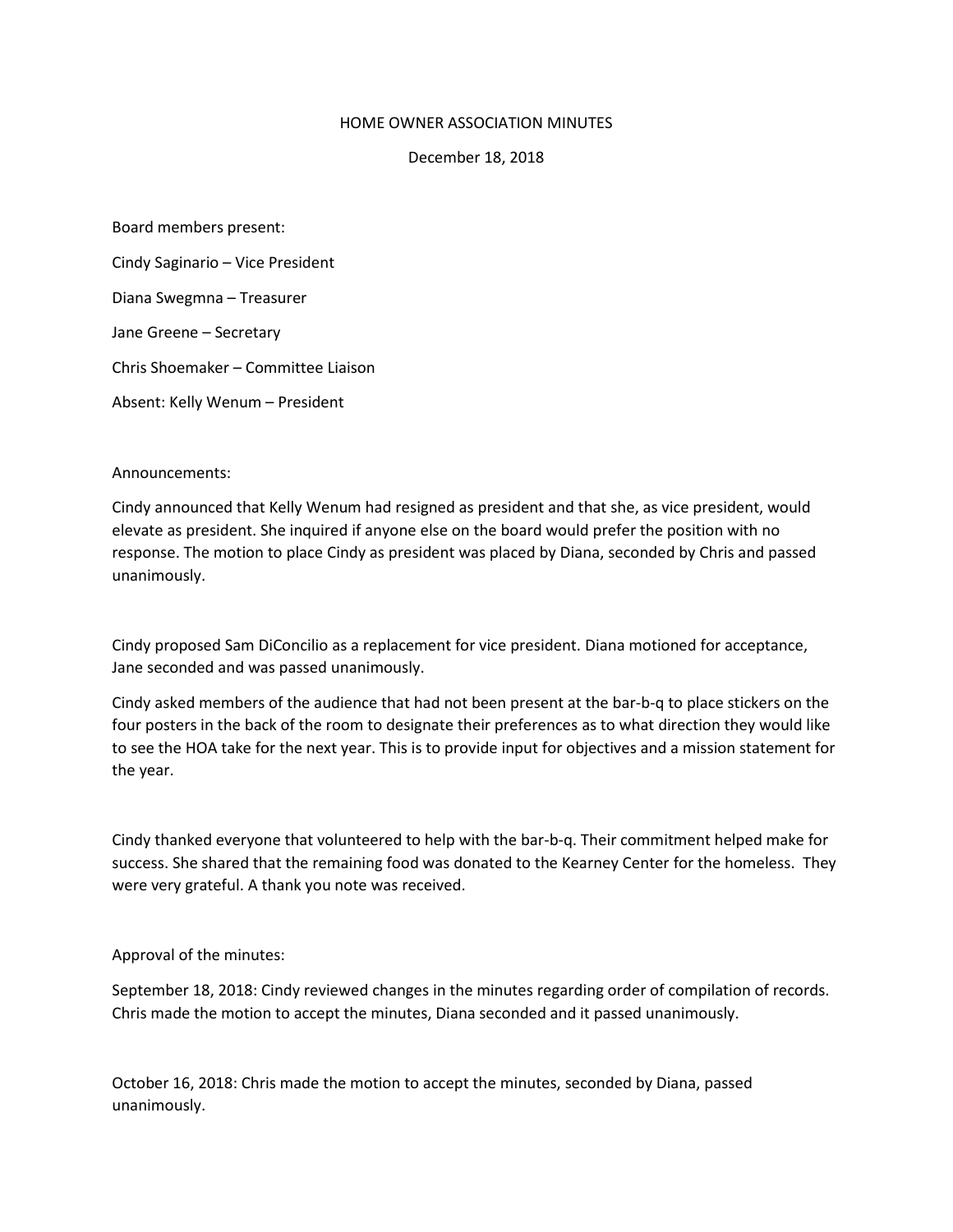# HOME OWNER ASSOCIATION MINUTES

December 18, 2018

Board members present:

Cindy Saginario – Vice President

Diana Swegmna – Treasurer

Jane Greene – Secretary

Chris Shoemaker – Committee Liaison

Absent: Kelly Wenum – President

Announcements:

Cindy announced that Kelly Wenum had resigned as president and that she, as vice president, would elevate as president. She inquired if anyone else on the board would prefer the position with no response. The motion to place Cindy as president was placed by Diana, seconded by Chris and passed unanimously.

Cindy proposed Sam DiConcilio as a replacement for vice president. Diana motioned for acceptance, Jane seconded and was passed unanimously.

Cindy asked members of the audience that had not been present at the bar-b-q to place stickers on the four posters in the back of the room to designate their preferences as to what direction they would like to see the HOA take for the next year. This is to provide input for objectives and a mission statement for the year.

Cindy thanked everyone that volunteered to help with the bar-b-q. Their commitment helped make for success. She shared that the remaining food was donated to the Kearney Center for the homeless. They were very grateful. A thank you note was received.

Approval of the minutes:

September 18, 2018: Cindy reviewed changes in the minutes regarding order of compilation of records. Chris made the motion to accept the minutes, Diana seconded and it passed unanimously.

October 16, 2018: Chris made the motion to accept the minutes, seconded by Diana, passed unanimously.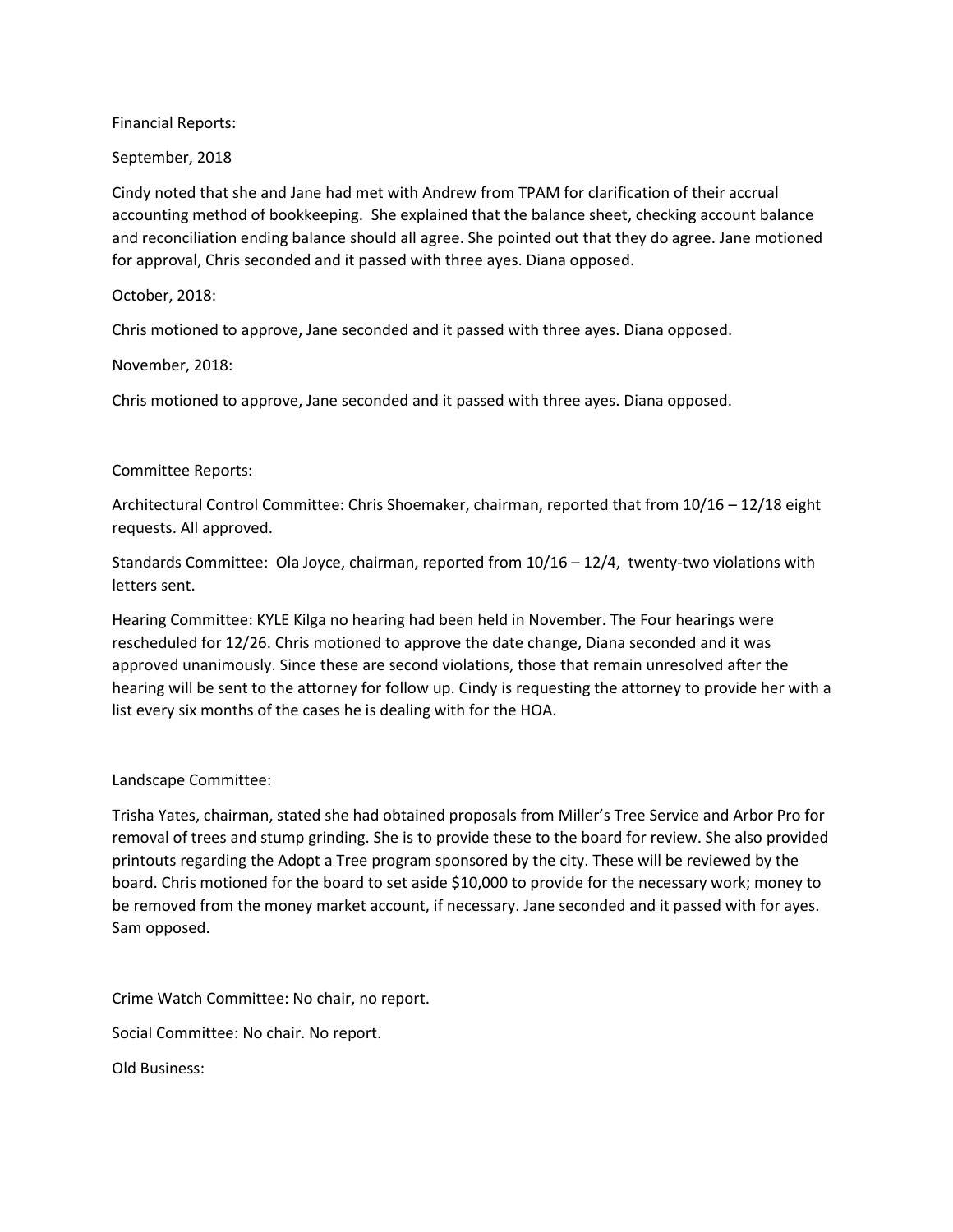Financial Reports:

September, 2018

Cindy noted that she and Jane had met with Andrew from TPAM for clarification of their accrual accounting method of bookkeeping. She explained that the balance sheet, checking account balance and reconciliation ending balance should all agree. She pointed out that they do agree. Jane motioned for approval, Chris seconded and it passed with three ayes. Diana opposed.

October, 2018:

Chris motioned to approve, Jane seconded and it passed with three ayes. Diana opposed.

November, 2018:

Chris motioned to approve, Jane seconded and it passed with three ayes. Diana opposed.

Committee Reports:

Architectural Control Committee: Chris Shoemaker, chairman, reported that from 10/16 – 12/18 eight requests. All approved.

Standards Committee: Ola Joyce, chairman, reported from 10/16 – 12/4, twenty-two violations with letters sent.

Hearing Committee: KYLE Kilga no hearing had been held in November. The Four hearings were rescheduled for 12/26. Chris motioned to approve the date change, Diana seconded and it was approved unanimously. Since these are second violations, those that remain unresolved after the hearing will be sent to the attorney for follow up. Cindy is requesting the attorney to provide her with a list every six months of the cases he is dealing with for the HOA.

Landscape Committee:

Trisha Yates, chairman, stated she had obtained proposals from Miller's Tree Service and Arbor Pro for removal of trees and stump grinding. She is to provide these to the board for review. She also provided printouts regarding the Adopt a Tree program sponsored by the city. These will be reviewed by the board. Chris motioned for the board to set aside $10,000 to provide for the necessary work; money to be removed from the money market account, if necessary. Jane seconded and it passed with for ayes. Sam opposed.

Crime Watch Committee: No chair, no report.

Social Committee: No chair. No report.

Old Business: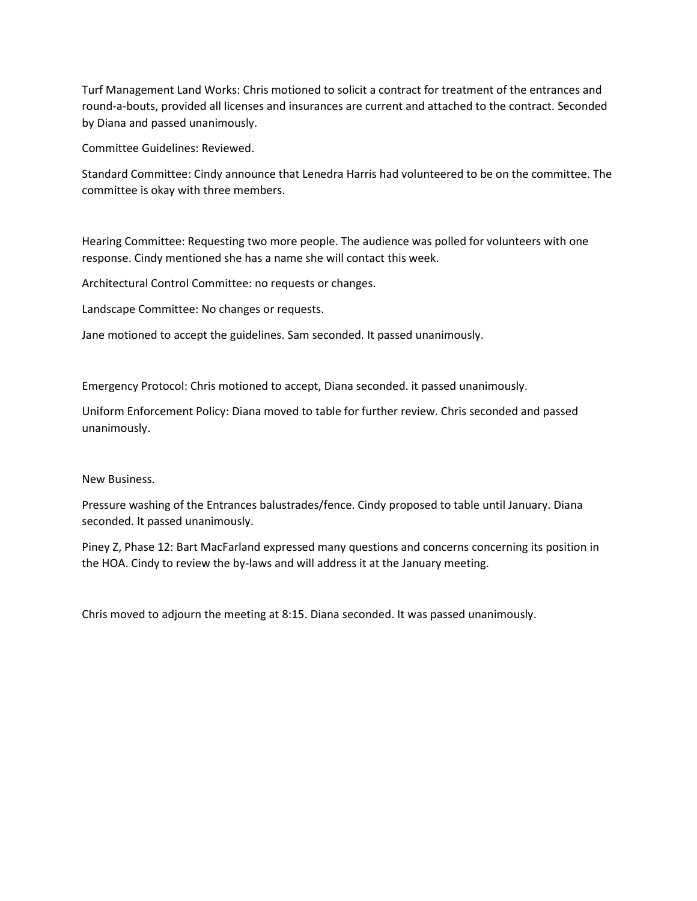Turf Management Land Works: Chris motioned to solicit a contract for treatment of the entrances and round-a-bouts, provided all licenses and insurances are current and attached to the contract. Seconded by Diana and passed unanimously.

Committee Guidelines: Reviewed.

Standard Committee: Cindy announce that Lenedra Harris had volunteered to be on the committee. The committee is okay with three members.

Hearing Committee: Requesting two more people. The audience was polled for volunteers with one response. Cindy mentioned she has a name she will contact this week.

Architectural Control Committee: no requests or changes.

Landscape Committee: No changes or requests.

Jane motioned to accept the guidelines. Sam seconded. It passed unanimously.

Emergency Protocol: Chris motioned to accept, Diana seconded. it passed unanimously.

Uniform Enforcement Policy: Diana moved to table for further review. Chris seconded and passed unanimously.

New Business.

Pressure washing of the Entrances balustrades/fence. Cindy proposed to table until January. Diana seconded. It passed unanimously.

Piney Z, Phase 12: Bart MacFarland expressed many questions and concerns concerning its position in the HOA. Cindy to review the by-laws and will address it at the January meeting.

Chris moved to adjourn the meeting at 8:15. Diana seconded. It was passed unanimously.